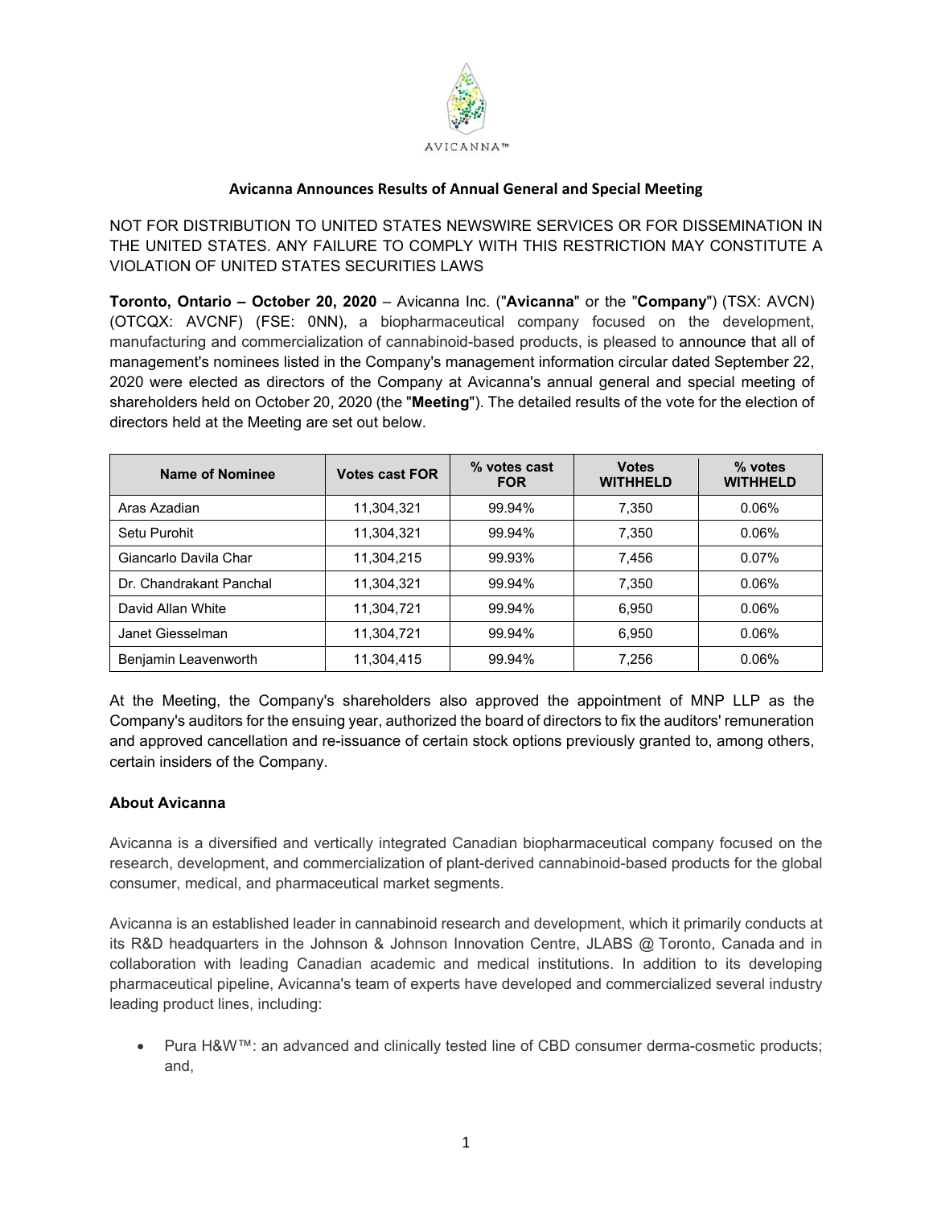AVICANNA™

## Avicanna Announces Results of Annual General and Special Meeting

NOT FOR DISTRIBUTION TO UNITED STATES NEWSWIRE SERVICES OR FOR DISSEMINATION IN THE UNITED STATES. ANY FAILURE TO COMPLY WITH THIS RESTRICTION MAY CONSTITUTE A VIOLATION OF UNITED STATES SECURITIES LAWS

**Toronto, Ontario – October 20, 2020** – Avicanna Inc. ("**Avicanna**" or the "**Company**") (TSX: AVCN) (OTCQX: AVCNF) (FSE: 0NN), a biopharmaceutical company focused on the development, manufacturing and commercialization of cannabinoid-based products, is pleased to announce that all of management's nominees listed in the Company's management information circular dated September 22, 2020 were elected as directors of the Company at Avicanna's annual general and special meeting of shareholders held on October 20, 2020 (the "**Meeting**"). The detailed results of the vote for the election of directors held at the Meeting are set out below.

| Name of Nominee | Votes cast FOR | % votes cast FOR | Votes WITHHELD | % votes WITHHELD |
|---|---|---|---|---|
| Aras Azadian | 11,304,321 | 99.94% | 7,350 | 0.06% |
| Setu Purohit | 11,304,321 | 99.94% | 7,350 | 0.06% |
| Giancarlo Davila Char | 11,304,215 | 99.93% | 7,456 | 0.07% |
| Dr. Chandrakant Panchal | 11,304,321 | 99.94% | 7,350 | 0.06% |
| David Allan White | 11,304,721 | 99.94% | 6,950 | 0.06% |
| Janet Giesselman | 11,304,721 | 99.94% | 6,950 | 0.06% |
| Benjamin Leavenworth | 11,304,415 | 99.94% | 7,256 | 0.06% |

At the Meeting, the Company's shareholders also approved the appointment of MNP LLP as the Company's auditors for the ensuing year, authorized the board of directors to fix the auditors' remuneration and approved cancellation and re-issuance of certain stock options previously granted to, among others, certain insiders of the Company.

### About Avicanna

Avicanna is a diversified and vertically integrated Canadian biopharmaceutical company focused on the research, development, and commercialization of plant-derived cannabinoid-based products for the global consumer, medical, and pharmaceutical market segments.

Avicanna is an established leader in cannabinoid research and development, which it primarily conducts at its R&D headquarters in the Johnson & Johnson Innovation Centre, JLABS @ Toronto, Canada and in collaboration with leading Canadian academic and medical institutions. In addition to its developing pharmaceutical pipeline, Avicanna's team of experts have developed and commercialized several industry leading product lines, including:

- Pura H&W™: an advanced and clinically tested line of CBD consumer derma-cosmetic products; and,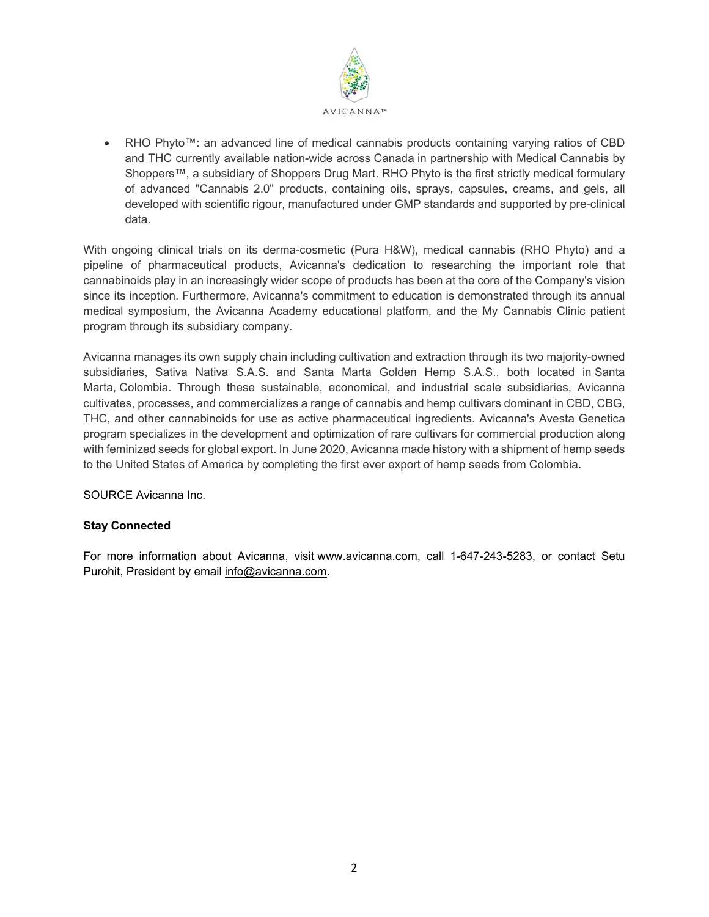- RHO Phyto™: an advanced line of medical cannabis products containing varying ratios of CBD and THC currently available nation-wide across Canada in partnership with Medical Cannabis by Shoppers™, a subsidiary of Shoppers Drug Mart. RHO Phyto is the first strictly medical formulary of advanced "Cannabis 2.0" products, containing oils, sprays, capsules, creams, and gels, all developed with scientific rigour, manufactured under GMP standards and supported by pre-clinical data.

With ongoing clinical trials on its derma-cosmetic (Pura H&W), medical cannabis (RHO Phyto) and a pipeline of pharmaceutical products, Avicanna's dedication to researching the important role that cannabinoids play in an increasingly wider scope of products has been at the core of the Company's vision since its inception. Furthermore, Avicanna's commitment to education is demonstrated through its annual medical symposium, the Avicanna Academy educational platform, and the My Cannabis Clinic patient program through its subsidiary company.

Avicanna manages its own supply chain including cultivation and extraction through its two majority-owned subsidiaries, Sativa Nativa S.A.S. and Santa Marta Golden Hemp S.A.S., both located in Santa Marta, Colombia. Through these sustainable, economical, and industrial scale subsidiaries, Avicanna cultivates, processes, and commercializes a range of cannabis and hemp cultivars dominant in CBD, CBG, THC, and other cannabinoids for use as active pharmaceutical ingredients. Avicanna's Avesta Genetica program specializes in the development and optimization of rare cultivars for commercial production along with feminized seeds for global export. In June 2020, Avicanna made history with a shipment of hemp seeds to the United States of America by completing the first ever export of hemp seeds from Colombia.

SOURCE Avicanna Inc.

**Stay Connected**

For more information about Avicanna, visit www.avicanna.com, call 1-647-243-5283, or contact Setu Purohit, President by email info@avicanna.com.